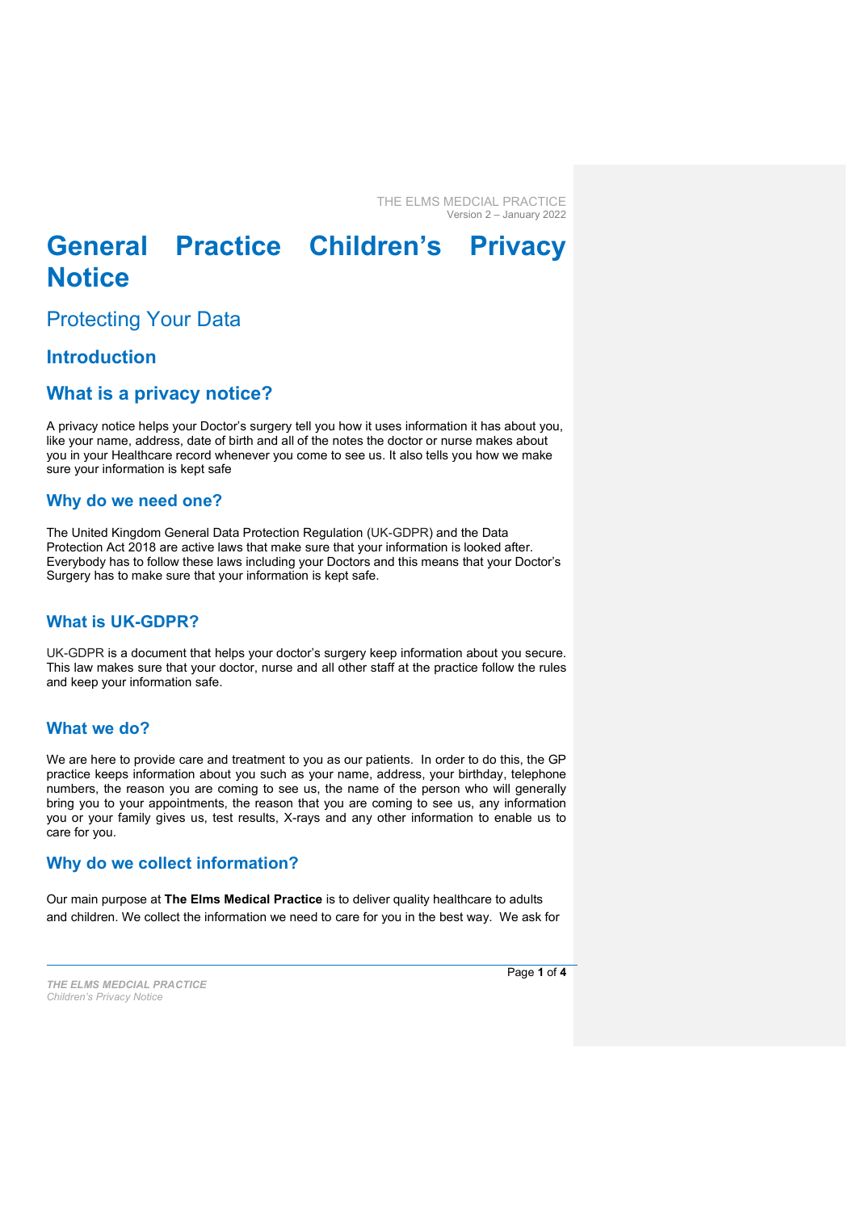THE ELMS MEDCIAL PRACTICE
Version 2 – January 2022

# General Practice Children's Privacy Notice

## Protecting Your Data

### Introduction

### What is a privacy notice?

A privacy notice helps your Doctor's surgery tell you how it uses information it has about you, like your name, address, date of birth and all of the notes the doctor or nurse makes about you in your Healthcare record whenever you come to see us. It also tells you how we make sure your information is kept safe

### Why do we need one?

The United Kingdom General Data Protection Regulation (UK-GDPR) and the Data Protection Act 2018 are active laws that make sure that your information is looked after. Everybody has to follow these laws including your Doctors and this means that your Doctor's Surgery has to make sure that your information is kept safe.

### What is UK-GDPR?

UK-GDPR is a document that helps your doctor's surgery keep information about you secure. This law makes sure that your doctor, nurse and all other staff at the practice follow the rules and keep your information safe.

### What we do?

We are here to provide care and treatment to you as our patients. In order to do this, the GP practice keeps information about you such as your name, address, your birthday, telephone numbers, the reason you are coming to see us, the name of the person who will generally bring you to your appointments, the reason that you are coming to see us, any information you or your family gives us, test results, X-rays and any other information to enable us to care for you.

### Why do we collect information?

Our main purpose at **The Elms Medical Practice** is to deliver quality healthcare to adults and children. We collect the information we need to care for you in the best way. We ask for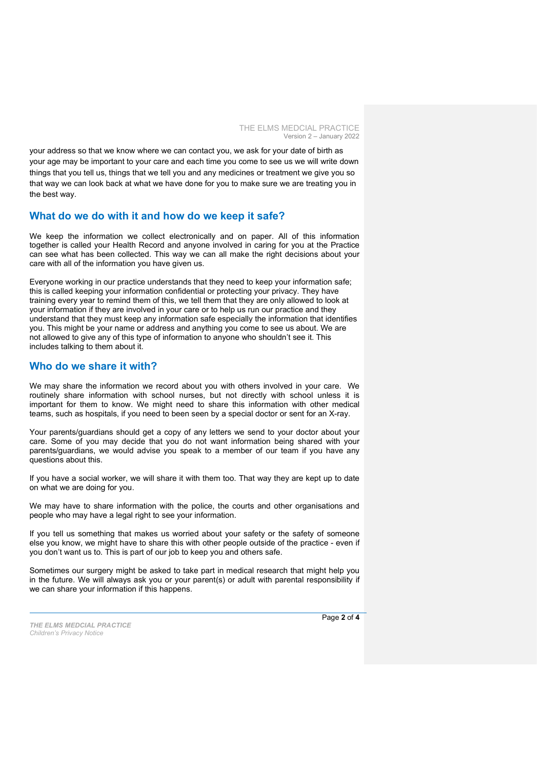your address so that we know where we can contact you, we ask for your date of birth as your age may be important to your care and each time you come to see us we will write down things that you tell us, things that we tell you and any medicines or treatment we give you so that way we can look back at what we have done for you to make sure we are treating you in the best way.

## What do we do with it and how do we keep it safe?

We keep the information we collect electronically and on paper. All of this information together is called your Health Record and anyone involved in caring for you at the Practice can see what has been collected. This way we can all make the right decisions about your care with all of the information you have given us.

Everyone working in our practice understands that they need to keep your information safe; this is called keeping your information confidential or protecting your privacy. They have training every year to remind them of this, we tell them that they are only allowed to look at your information if they are involved in your care or to help us run our practice and they understand that they must keep any information safe especially the information that identifies you. This might be your name or address and anything you come to see us about. We are not allowed to give any of this type of information to anyone who shouldn't see it. This includes talking to them about it.

## Who do we share it with?

We may share the information we record about you with others involved in your care. We routinely share information with school nurses, but not directly with school unless it is important for them to know. We might need to share this information with other medical teams, such as hospitals, if you need to been seen by a special doctor or sent for an X-ray.

Your parents/guardians should get a copy of any letters we send to your doctor about your care. Some of you may decide that you do not want information being shared with your parents/guardians, we would advise you speak to a member of our team if you have any questions about this.

If you have a social worker, we will share it with them too. That way they are kept up to date on what we are doing for you.

We may have to share information with the police, the courts and other organisations and people who may have a legal right to see your information.

If you tell us something that makes us worried about your safety or the safety of someone else you know, we might have to share this with other people outside of the practice - even if you don't want us to. This is part of our job to keep you and others safe.

Sometimes our surgery might be asked to take part in medical research that might help you in the future. We will always ask you or your parent(s) or adult with parental responsibility if we can share your information if this happens.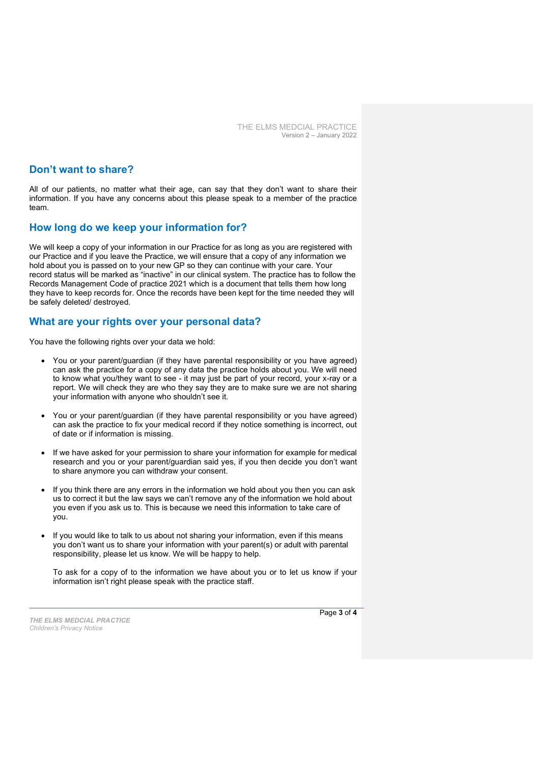## Don't want to share?

All of our patients, no matter what their age, can say that they don't want to share their information. If you have any concerns about this please speak to a member of the practice team.

## How long do we keep your information for?

We will keep a copy of your information in our Practice for as long as you are registered with our Practice and if you leave the Practice, we will ensure that a copy of any information we hold about you is passed on to your new GP so they can continue with your care. Your record status will be marked as "inactive" in our clinical system. The practice has to follow the Records Management Code of practice 2021 which is a document that tells them how long they have to keep records for. Once the records have been kept for the time needed they will be safely deleted/ destroyed.

## What are your rights over your personal data?

You have the following rights over your data we hold:

- You or your parent/guardian (if they have parental responsibility or you have agreed) can ask the practice for a copy of any data the practice holds about you. We will need to know what you/they want to see - it may just be part of your record, your x-ray or a report. We will check they are who they say they are to make sure we are not sharing your information with anyone who shouldn't see it.

- You or your parent/guardian (if they have parental responsibility or you have agreed) can ask the practice to fix your medical record if they notice something is incorrect, out of date or if information is missing.

- If we have asked for your permission to share your information for example for medical research and you or your parent/guardian said yes, if you then decide you don't want to share anymore you can withdraw your consent.

- If you think there are any errors in the information we hold about you then you can ask us to correct it but the law says we can't remove any of the information we hold about you even if you ask us to. This is because we need this information to take care of you.

- If you would like to talk to us about not sharing your information, even if this means you don't want us to share your information with your parent(s) or adult with parental responsibility, please let us know. We will be happy to help.

  To ask for a copy of to the information we have about you or to let us know if your information isn't right please speak with the practice staff.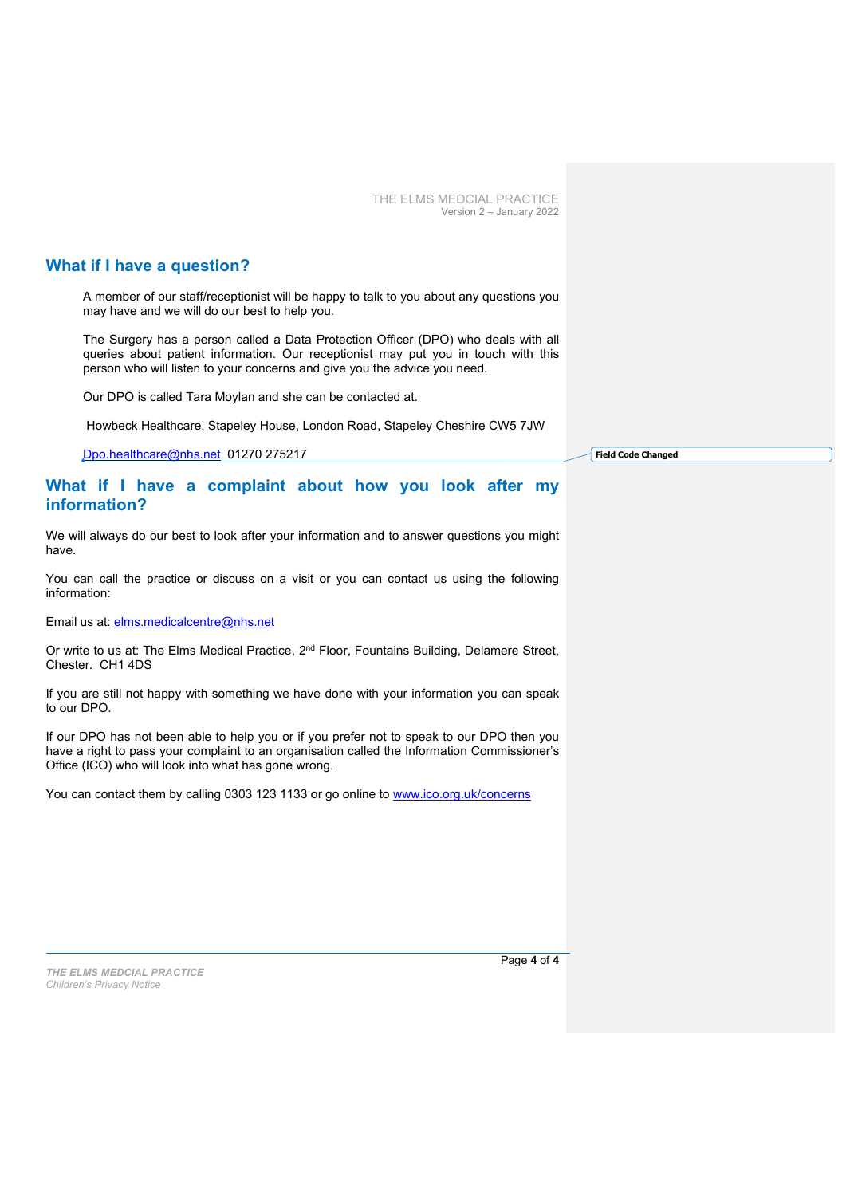## What if I have a question?

A member of our staff/receptionist will be happy to talk to you about any questions you may have and we will do our best to help you.

The Surgery has a person called a Data Protection Officer (DPO) who deals with all queries about patient information. Our receptionist may put you in touch with this person who will listen to your concerns and give you the advice you need.

Our DPO is called Tara Moylan and she can be contacted at.

Howbeck Healthcare, Stapeley House, London Road, Stapeley Cheshire CW5 7JW

Dpo.healthcare@nhs.net 01270 275217

## What if I have a complaint about how you look after my information?

We will always do our best to look after your information and to answer questions you might have.

You can call the practice or discuss on a visit or you can contact us using the following information:

Email us at: elms.medicalcentre@nhs.net

Or write to us at: The Elms Medical Practice, 2nd Floor, Fountains Building, Delamere Street, Chester. CH1 4DS

If you are still not happy with something we have done with your information you can speak to our DPO.

If our DPO has not been able to help you or if you prefer not to speak to our DPO then you have a right to pass your complaint to an organisation called the Information Commissioner's Office (ICO) who will look into what has gone wrong.

You can contact them by calling 0303 123 1133 or go online to www.ico.org.uk/concerns